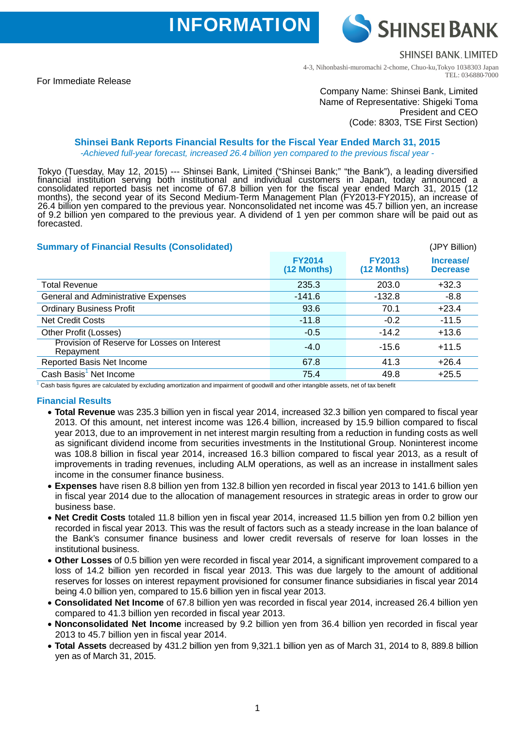INFORMATION

SHINSEI BANK

SHINSEI BANK, LIMITED

4-3, Nihonbashi-muromachi 2-chome, Chuo-ku,Tokyo 1038303 Japan
TEL: 03-6880-7000

For Immediate Release

Company Name: Shinsei Bank, Limited
Name of Representative: Shigeki Toma
President and CEO
(Code: 8303, TSE First Section)

## Shinsei Bank Reports Financial Results for the Fiscal Year Ended March 31, 2015

*-Achieved full-year forecast, increased 26.4 billion yen compared to the previous fiscal year -*

Tokyo (Tuesday, May 12, 2015) --- Shinsei Bank, Limited ("Shinsei Bank;" "the Bank"), a leading diversified financial institution serving both institutional and individual customers in Japan, today announced a consolidated reported basis net income of 67.8 billion yen for the fiscal year ended March 31, 2015 (12 months), the second year of its Second Medium-Term Management Plan (FY2013-FY2015), an increase of 26.4 billion yen compared to the previous year. Nonconsolidated net income was 45.7 billion yen, an increase of 9.2 billion yen compared to the previous year. A dividend of 1 yen per common share will be paid out as forecasted.

### Summary of Financial Results (Consolidated)

(JPY Billion)

| | FY2014 (12 Months) | FY2013 (12 Months) | Increase/ Decrease |
|---|---|---|---|
| Total Revenue | 235.3 | 203.0 | +32.3 |
| General and Administrative Expenses | -141.6 | -132.8 | -8.8 |
| Ordinary Business Profit | 93.6 | 70.1 | +23.4 |
| Net Credit Costs | -11.8 | -0.2 | -11.5 |
| Other Profit (Losses) | -0.5 | -14.2 | +13.6 |
| Provision of Reserve for Losses on Interest Repayment | -4.0 | -15.6 | +11.5 |
| Reported Basis Net Income | 67.8 | 41.3 | +26.4 |
| Cash Basis[1] Net Income | 75.4 | 49.8 | +25.5 |

[1] Cash basis figures are calculated by excluding amortization and impairment of goodwill and other intangible assets, net of tax benefit

### Financial Results

- **Total Revenue** was 235.3 billion yen in fiscal year 2014, increased 32.3 billion yen compared to fiscal year 2013. Of this amount, net interest income was 126.4 billion, increased by 15.9 billion compared to fiscal year 2013, due to an improvement in net interest margin resulting from a reduction in funding costs as well as significant dividend income from securities investments in the Institutional Group. Noninterest income was 108.8 billion in fiscal year 2014, increased 16.3 billion compared to fiscal year 2013, as a result of improvements in trading revenues, including ALM operations, as well as an increase in installment sales income in the consumer finance business.
- **Expenses** have risen 8.8 billion yen from 132.8 billion yen recorded in fiscal year 2013 to 141.6 billion yen in fiscal year 2014 due to the allocation of management resources in strategic areas in order to grow our business base.
- **Net Credit Costs** totaled 11.8 billion yen in fiscal year 2014, increased 11.5 billion yen from 0.2 billion yen recorded in fiscal year 2013. This was the result of factors such as a steady increase in the loan balance of the Bank's consumer finance business and lower credit reversals of reserve for loan losses in the institutional business.
- **Other Losses** of 0.5 billion yen were recorded in fiscal year 2014, a significant improvement compared to a loss of 14.2 billion yen recorded in fiscal year 2013. This was due largely to the amount of additional reserves for losses on interest repayment provisioned for consumer finance subsidiaries in fiscal year 2014 being 4.0 billion yen, compared to 15.6 billion yen in fiscal year 2013.
- **Consolidated Net Income** of 67.8 billion yen was recorded in fiscal year 2014, increased 26.4 billion yen compared to 41.3 billion yen recorded in fiscal year 2013.
- **Nonconsolidated Net Income** increased by 9.2 billion yen from 36.4 billion yen recorded in fiscal year 2013 to 45.7 billion yen in fiscal year 2014.
- **Total Assets** decreased by 431.2 billion yen from 9,321.1 billion yen as of March 31, 2014 to 8, 889.8 billion yen as of March 31, 2015.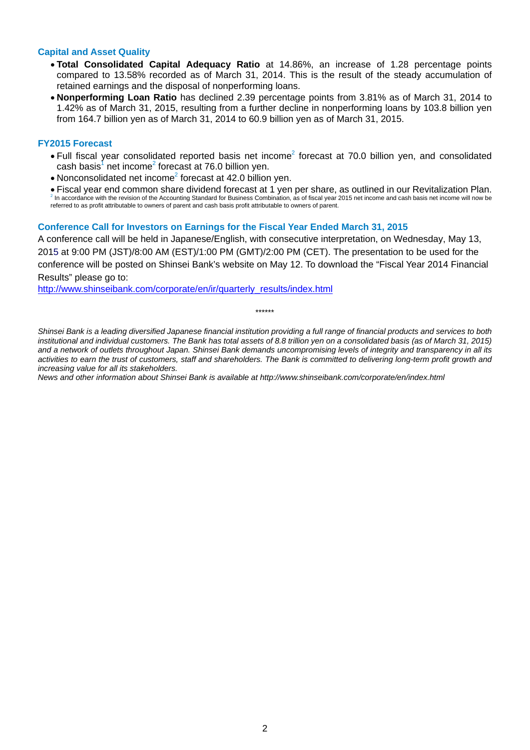## Capital and Asset Quality

- **Total Consolidated Capital Adequacy Ratio** at 14.86%, an increase of 1.28 percentage points compared to 13.58% recorded as of March 31, 2014. This is the result of the steady accumulation of retained earnings and the disposal of nonperforming loans.
- **Nonperforming Loan Ratio** has declined 2.39 percentage points from 3.81% as of March 31, 2014 to 1.42% as of March 31, 2015, resulting from a further decline in nonperforming loans by 103.8 billion yen from 164.7 billion yen as of March 31, 2014 to 60.9 billion yen as of March 31, 2015.

## FY2015 Forecast

- Full fiscal year consolidated reported basis net income[2] forecast at 70.0 billion yen, and consolidated cash basis[1] net income[2] forecast at 76.0 billion yen.
- Nonconsolidated net income[2] forecast at 42.0 billion yen.
- Fiscal year end common share dividend forecast at 1 yen per share, as outlined in our Revitalization Plan.

[2] In accordance with the revision of the Accounting Standard for Business Combination, as of fiscal year 2015 net income and cash basis net income will now be referred to as profit attributable to owners of parent and cash basis profit attributable to owners of parent.

## Conference Call for Investors on Earnings for the Fiscal Year Ended March 31, 2015

A conference call will be held in Japanese/English, with consecutive interpretation, on Wednesday, May 13, 2015 at 9:00 PM (JST)/8:00 AM (EST)/1:00 PM (GMT)/2:00 PM (CET). The presentation to be used for the conference will be posted on Shinsei Bank's website on May 12. To download the "Fiscal Year 2014 Financial Results" please go to:
http://www.shinseibank.com/corporate/en/ir/quarterly_results/index.html

******

*Shinsei Bank is a leading diversified Japanese financial institution providing a full range of financial products and services to both institutional and individual customers. The Bank has total assets of 8.8 trillion yen on a consolidated basis (as of March 31, 2015) and a network of outlets throughout Japan. Shinsei Bank demands uncompromising levels of integrity and transparency in all its activities to earn the trust of customers, staff and shareholders. The Bank is committed to delivering long-term profit growth and increasing value for all its stakeholders.*
*News and other information about Shinsei Bank is available at http://www.shinseibank.com/corporate/en/index.html*